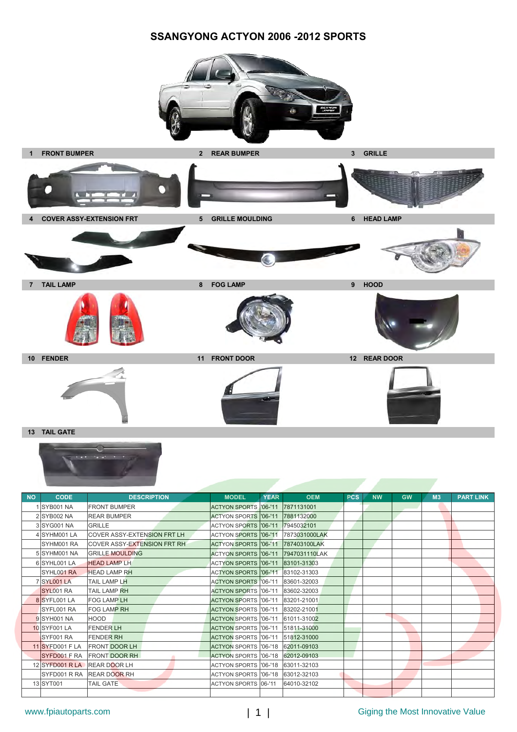# SSANGYONG ACTYON 2006 -2012 SPORTS

1 FRONT BUMPER

2 REAR BUMPER

3 GRILLE

4 COVER ASSY-EXTENSION FRT

5 GRILLE MOULDING

6 HEAD LAMP

7 TAIL LAMP

8 FOG LAMP

9 HOOD

10 FENDER

11 FRONT DOOR

12 REAR DOOR

13 TAIL GATE

| NO | CODE | DESCRIPTION | MODEL | YEAR | OEM | PCS | NW | GW | M3 | PART LINK |
|---|---|---|---|---|---|---|---|---|---|---|
| 1 | SYB001 NA | FRONT BUMPER | ACTYON SPORTS | '06-'11 | 7871131001 | | | | | |
| 2 | SYB002 NA | REAR BUMPER | ACTYON SPORTS | '06-'11 | 7881132000 | | | | | |
| 3 | SYG001 NA | GRILLE | ACTYON SPORTS | '06-'11 | 7945032101 | | | | | |
| 4 | SYHM001 LA | COVER ASSY-EXTENSION FRT LH | ACTYON SPORTS | '06-'11 | 7873031000LAK | | | | | |
| | SYHM001 RA | COVER ASSY-EXTENSION FRT RH | ACTYON SPORTS | '06-'11 | 787403100LAK | | | | | |
| 5 | SYHM001 NA | GRILLE MOULDING | ACTYON SPORTS | '06-'11 | 7947031110LAK | | | | | |
| 6 | SYHL001 LA | HEAD LAMP LH | ACTYON SPORTS | '06-'11 | 83101-31303 | | | | | |
| | SYHL001 RA | HEAD LAMP RH | ACTYON SPORTS | '06-'11 | 83102-31303 | | | | | |
| 7 | SYL001 LA | TAIL LAMP LH | ACTYON SPORTS | '06-'11 | 83601-32003 | | | | | |
| | SYL001 RA | TAIL LAMP RH | ACTYON SPORTS | '06-'11 | 83602-32003 | | | | | |
| 8 | SYFL001 LA | FOG LAMP LH | ACTYON SPORTS | '06-'11 | 83201-21001 | | | | | |
| | SYFL001 RA | FOG LAMP RH | ACTYON SPORTS | '06-'11 | 83202-21001 | | | | | |
| 9 | SYH001 NA | HOOD | ACTYON SPORTS | '06-'11 | 61011-31002 | | | | | |
| 10 | SYF001 LA | FENDER LH | ACTYON SPORTS | '06-'11 | 51811-31000 | | | | | |
| | SYF001 RA | FENDER RH | ACTYON SPORTS | '06-'11 | 51812-31000 | | | | | |
| 11 | SYFD001 F LA | FRONT DOOR LH | ACTYON SPORTS | '06-'18 | 62011-09103 | | | | | |
| | SYFD001 F RA | FRONT DOOR RH | ACTYON SPORTS | '06-'18 | 62012-09103 | | | | | |
| 12 | SYFD001 R LA | REAR DOOR LH | ACTYON SPORTS | '06-'18 | 63011-32103 | | | | | |
| | SYFD001 R RA | REAR DOOR RH | ACTYON SPORTS | '06-'18 | 63012-32103 | | | | | |
| 13 | SYT001 | TAIL GATE | ACTYON SPORTS | 06-'11 | 64010-32102 | | | | | |
| | | | | | | | | | | |

www.fpiautoparts.com

Giging the Most Innovative Value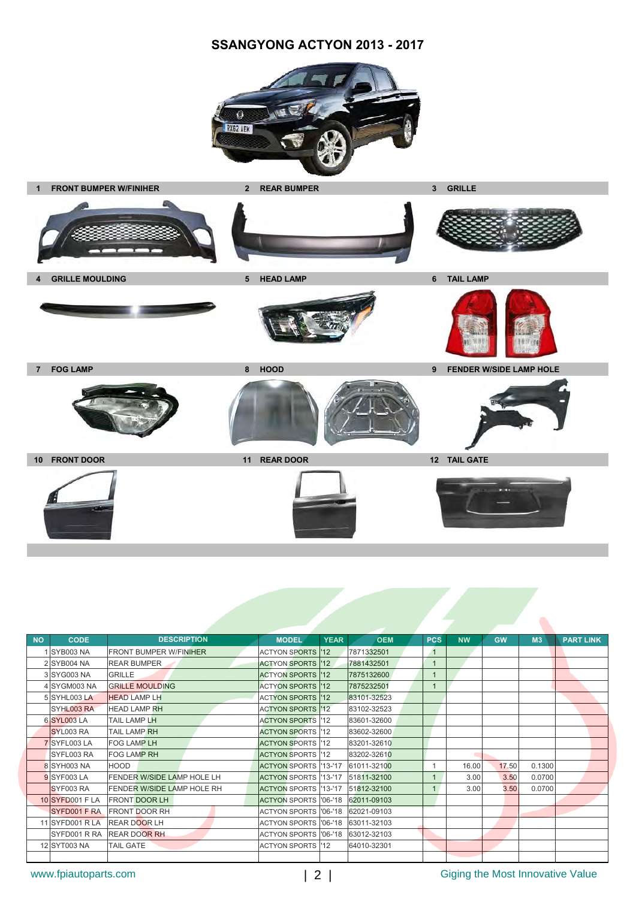# SSANGYONG ACTYON 2013 - 2017

1 FRONT BUMPER W/FINIHER

2 REAR BUMPER

3 GRILLE

4 GRILLE MOULDING

5 HEAD LAMP

6 TAIL LAMP

7 FOG LAMP

8 HOOD

9 FENDER W/SIDE LAMP HOLE

10 FRONT DOOR

11 REAR DOOR

12 TAIL GATE

| NO | CODE | DESCRIPTION | MODEL | YEAR | OEM | PCS | NW | GW | M3 | PART LINK |
|---|---|---|---|---|---|---|---|---|---|---|
| 1 | SYB003 NA | FRONT BUMPER W/FINIHER | ACTYON SPORTS | '12 | 7871332501 | 1 | | | | |
| 2 | SYB004 NA | REAR BUMPER | ACTYON SPORTS | '12 | 7881432501 | 1 | | | | |
| 3 | SYG003 NA | GRILLE | ACTYON SPORTS | '12 | 7875132600 | 1 | | | | |
| 4 | SYGM003 NA | GRILLE MOULDING | ACTYON SPORTS | '12 | 7875232501 | 1 | | | | |
| 5 | SYHL003 LA | HEAD LAMP LH | ACTYON SPORTS | '12 | 83101-32523 | | | | | |
| | SYHL003 RA | HEAD LAMP RH | ACTYON SPORTS | '12 | 83102-32523 | | | | | |
| 6 | SYL003 LA | TAIL LAMP LH | ACTYON SPORTS | '12 | 83601-32600 | | | | | |
| | SYL003 RA | TAIL LAMP RH | ACTYON SPORTS | '12 | 83602-32600 | | | | | |
| 7 | SYFL003 LA | FOG LAMP LH | ACTYON SPORTS | '12 | 83201-32610 | | | | | |
| | SYFL003 RA | FOG LAMP RH | ACTYON SPORTS | '12 | 83202-32610 | | | | | |
| 8 | SYH003 NA | HOOD | ACTYON SPORTS | '13-'17 | 61011-32100 | 1 | 16.00 | 17.50 | 0.1300 | |
| 9 | SYF003 LA | FENDER W/SIDE LAMP HOLE LH | ACTYON SPORTS | '13-'17 | 51811-32100 | 1 | 3.00 | 3.50 | 0.0700 | |
| | SYF003 RA | FENDER W/SIDE LAMP HOLE RH | ACTYON SPORTS | '13-'17 | 51812-32100 | 1 | 3.00 | 3.50 | 0.0700 | |
| 10 | SYFD001 F LA | FRONT DOOR LH | ACTYON SPORTS | '06-'18 | 62011-09103 | | | | | |
| | SYFD001 F RA | FRONT DOOR RH | ACTYON SPORTS | '06-'18 | 62021-09103 | | | | | |
| 11 | SYFD001 R LA | REAR DOOR LH | ACTYON SPORTS | '06-'18 | 63011-32103 | | | | | |
| | SYFD001 R RA | REAR DOOR RH | ACTYON SPORTS | '06-'18 | 63012-32103 | | | | | |
| 12 | SYT003 NA | TAIL GATE | ACTYON SPORTS | '12 | 64010-32301 | | | | | |

www.fpiautoparts.com

Giging the Most Innovative Value